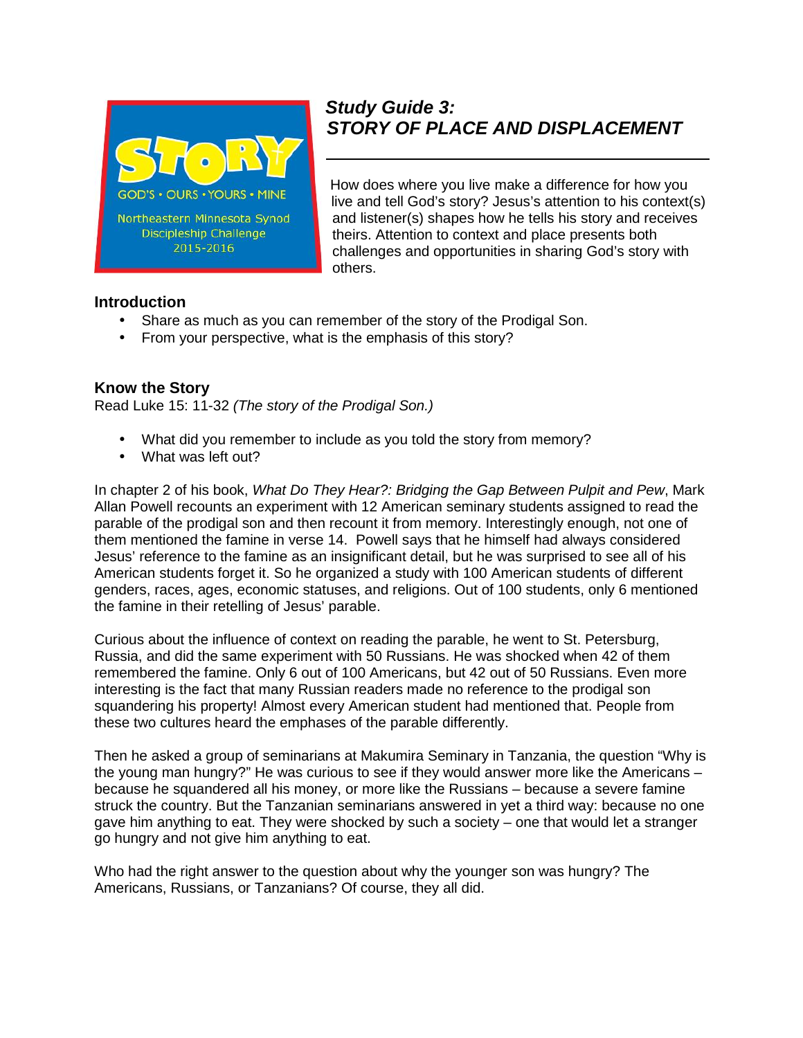STORY

GOD'S • OURS • YOURS • MINE

Northeastern Minnesota Synod Discipleship Challenge 2015-2016

# *Study Guide 3: STORY OF PLACE AND DISPLACEMENT*

How does where you live make a difference for how you live and tell God's story? Jesus's attention to his context(s) and listener(s) shapes how he tells his story and receives theirs. Attention to context and place presents both challenges and opportunities in sharing God's story with others.

## Introduction

- Share as much as you can remember of the story of the Prodigal Son.
- From your perspective, what is the emphasis of this story?

## Know the Story

Read Luke 15: 11-32 *(The story of the Prodigal Son.)*

- What did you remember to include as you told the story from memory?
- What was left out?

In chapter 2 of his book, *What Do They Hear?: Bridging the Gap Between Pulpit and Pew*, Mark Allan Powell recounts an experiment with 12 American seminary students assigned to read the parable of the prodigal son and then recount it from memory. Interestingly enough, not one of them mentioned the famine in verse 14. Powell says that he himself had always considered Jesus' reference to the famine as an insignificant detail, but he was surprised to see all of his American students forget it. So he organized a study with 100 American students of different genders, races, ages, economic statuses, and religions. Out of 100 students, only 6 mentioned the famine in their retelling of Jesus' parable.

Curious about the influence of context on reading the parable, he went to St. Petersburg, Russia, and did the same experiment with 50 Russians. He was shocked when 42 of them remembered the famine. Only 6 out of 100 Americans, but 42 out of 50 Russians. Even more interesting is the fact that many Russian readers made no reference to the prodigal son squandering his property! Almost every American student had mentioned that. People from these two cultures heard the emphases of the parable differently.

Then he asked a group of seminarians at Makumira Seminary in Tanzania, the question "Why is the young man hungry?" He was curious to see if they would answer more like the Americans – because he squandered all his money, or more like the Russians – because a severe famine struck the country. But the Tanzanian seminarians answered in yet a third way: because no one gave him anything to eat. They were shocked by such a society – one that would let a stranger go hungry and not give him anything to eat.

Who had the right answer to the question about why the younger son was hungry? The Americans, Russians, or Tanzanians? Of course, they all did.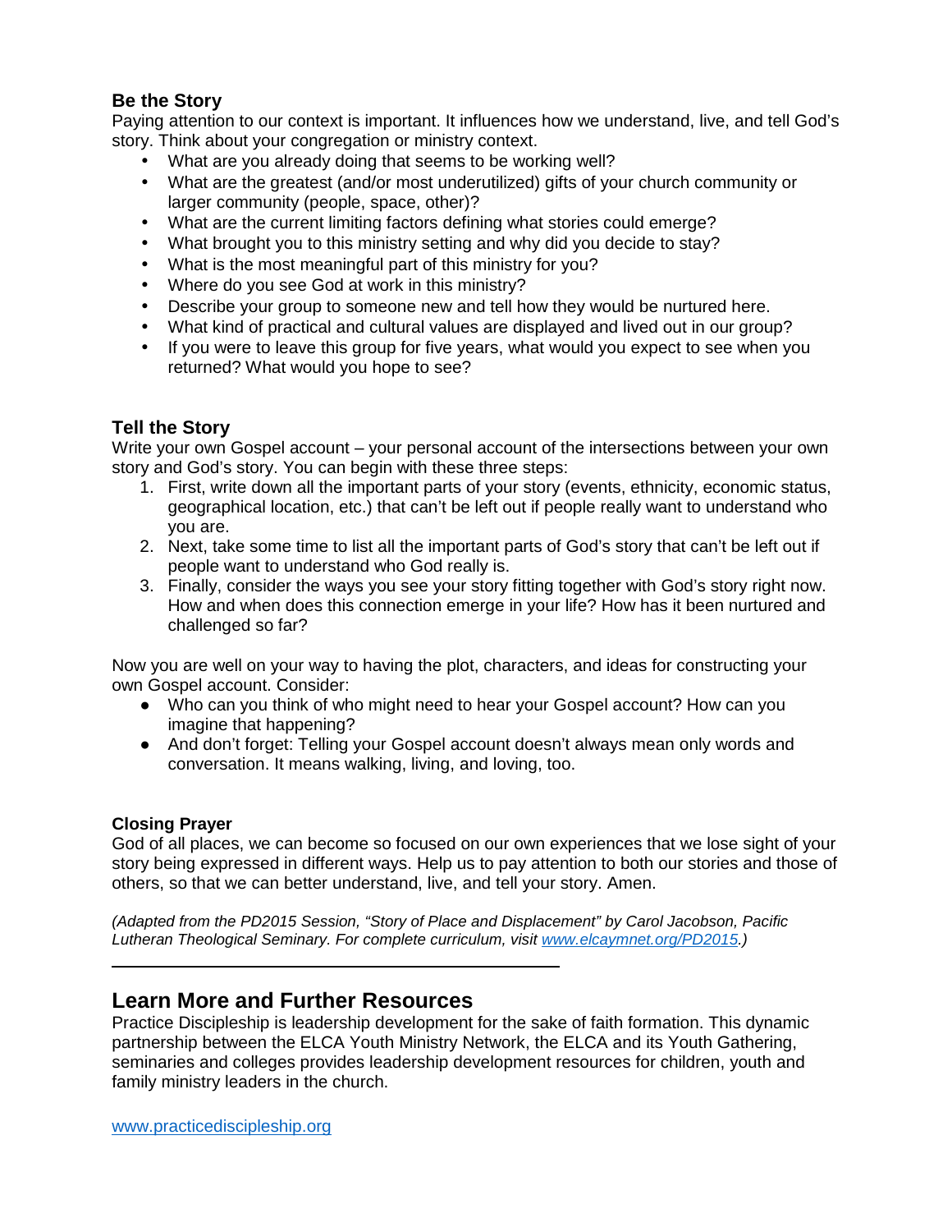### Be the Story

Paying attention to our context is important. It influences how we understand, live, and tell God's story. Think about your congregation or ministry context.

- What are you already doing that seems to be working well?
- What are the greatest (and/or most underutilized) gifts of your church community or larger community (people, space, other)?
- What are the current limiting factors defining what stories could emerge?
- What brought you to this ministry setting and why did you decide to stay?
- What is the most meaningful part of this ministry for you?
- Where do you see God at work in this ministry?
- Describe your group to someone new and tell how they would be nurtured here.
- What kind of practical and cultural values are displayed and lived out in our group?
- If you were to leave this group for five years, what would you expect to see when you returned? What would you hope to see?

### Tell the Story

Write your own Gospel account – your personal account of the intersections between your own story and God's story. You can begin with these three steps:

1. First, write down all the important parts of your story (events, ethnicity, economic status, geographical location, etc.) that can't be left out if people really want to understand who you are.
2. Next, take some time to list all the important parts of God's story that can't be left out if people want to understand who God really is.
3. Finally, consider the ways you see your story fitting together with God's story right now. How and when does this connection emerge in your life? How has it been nurtured and challenged so far?

Now you are well on your way to having the plot, characters, and ideas for constructing your own Gospel account. Consider:

- Who can you think of who might need to hear your Gospel account? How can you imagine that happening?
- And don't forget: Telling your Gospel account doesn't always mean only words and conversation. It means walking, living, and loving, too.

**Closing Prayer**

God of all places, we can become so focused on our own experiences that we lose sight of your story being expressed in different ways. Help us to pay attention to both our stories and those of others, so that we can better understand, live, and tell your story. Amen.

*(Adapted from the PD2015 Session, "Story of Place and Displacement" by Carol Jacobson, Pacific Lutheran Theological Seminary. For complete curriculum, visit www.elcaymnet.org/PD2015.)*

---

## Learn More and Further Resources

Practice Discipleship is leadership development for the sake of faith formation. This dynamic partnership between the ELCA Youth Ministry Network, the ELCA and its Youth Gathering, seminaries and colleges provides leadership development resources for children, youth and family ministry leaders in the church.

www.practicediscipleship.org